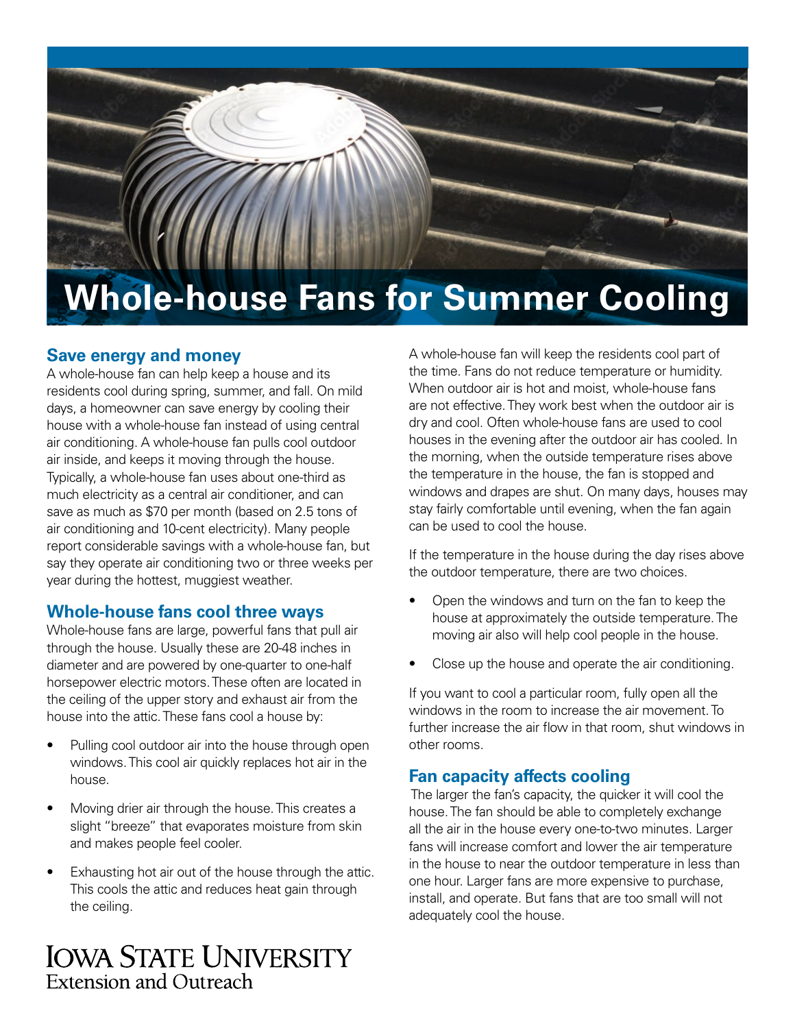# Whole-house Fans for Summer Cooling

## Save energy and money

A whole-house fan can help keep a house and its residents cool during spring, summer, and fall. On mild days, a homeowner can save energy by cooling their house with a whole-house fan instead of using central air conditioning. A whole-house fan pulls cool outdoor air inside, and keeps it moving through the house. Typically, a whole-house fan uses about one-third as much electricity as a central air conditioner, and can save as much as $70 per month (based on 2.5 tons of air conditioning and 10-cent electricity). Many people report considerable savings with a whole-house fan, but say they operate air conditioning two or three weeks per year during the hottest, muggiest weather.

## Whole-house fans cool three ways

Whole-house fans are large, powerful fans that pull air through the house. Usually these are 20-48 inches in diameter and are powered by one-quarter to one-half horsepower electric motors. These often are located in the ceiling of the upper story and exhaust air from the house into the attic. These fans cool a house by:

- Pulling cool outdoor air into the house through open windows. This cool air quickly replaces hot air in the house.
- Moving drier air through the house. This creates a slight "breeze" that evaporates moisture from skin and makes people feel cooler.
- Exhausting hot air out of the house through the attic. This cools the attic and reduces heat gain through the ceiling.

A whole-house fan will keep the residents cool part of the time. Fans do not reduce temperature or humidity. When outdoor air is hot and moist, whole-house fans are not effective. They work best when the outdoor air is dry and cool. Often whole-house fans are used to cool houses in the evening after the outdoor air has cooled. In the morning, when the outside temperature rises above the temperature in the house, the fan is stopped and windows and drapes are shut. On many days, houses may stay fairly comfortable until evening, when the fan again can be used to cool the house.

If the temperature in the house during the day rises above the outdoor temperature, there are two choices.

- Open the windows and turn on the fan to keep the house at approximately the outside temperature. The moving air also will help cool people in the house.
- Close up the house and operate the air conditioning.

If you want to cool a particular room, fully open all the windows in the room to increase the air movement. To further increase the air flow in that room, shut windows in other rooms.

## Fan capacity affects cooling

The larger the fan's capacity, the quicker it will cool the house. The fan should be able to completely exchange all the air in the house every one-to-two minutes. Larger fans will increase comfort and lower the air temperature in the house to near the outdoor temperature in less than one hour. Larger fans are more expensive to purchase, install, and operate. But fans that are too small will not adequately cool the house.

Iowa State University
Extension and Outreach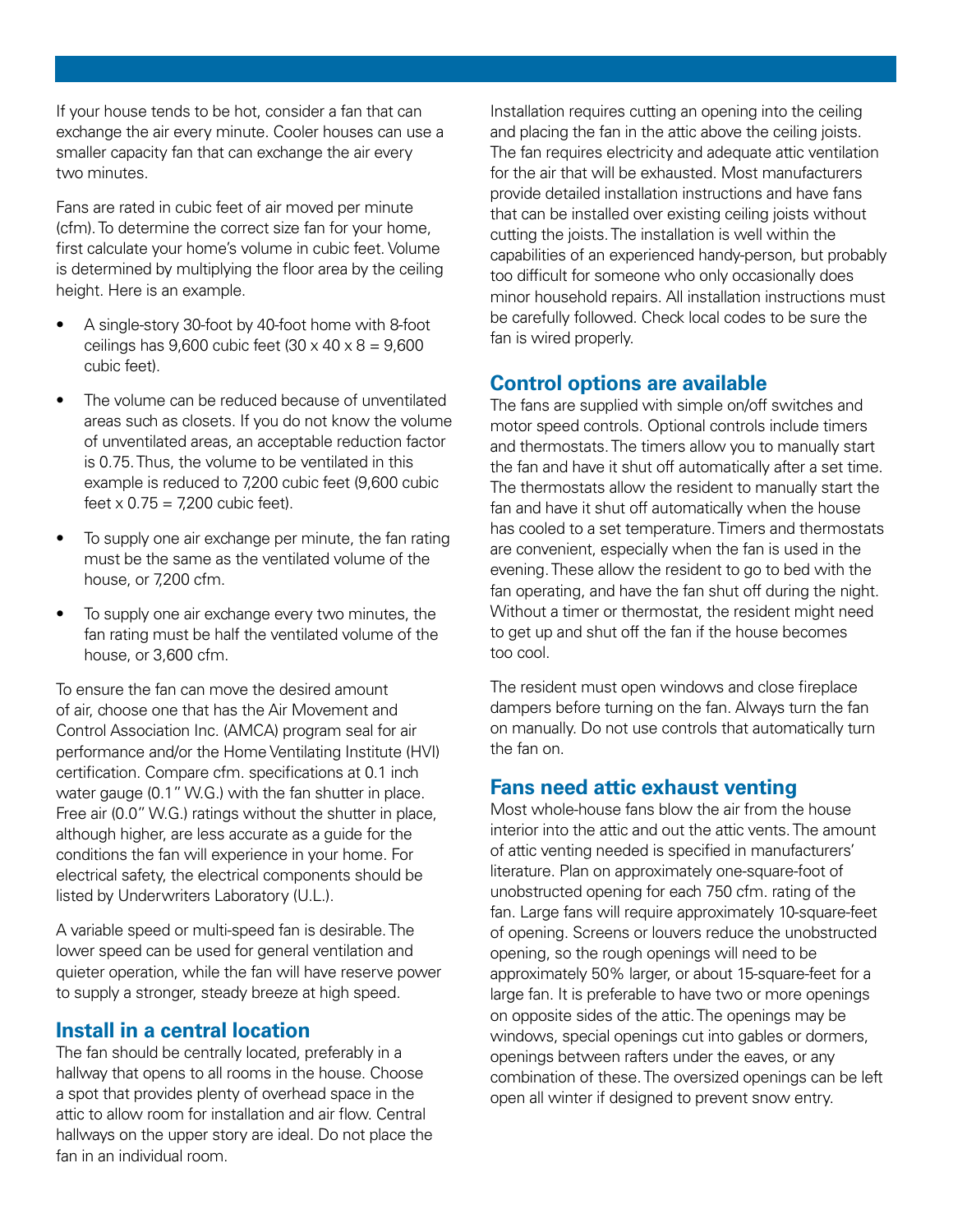If your house tends to be hot, consider a fan that can exchange the air every minute. Cooler houses can use a smaller capacity fan that can exchange the air every two minutes.

Fans are rated in cubic feet of air moved per minute (cfm). To determine the correct size fan for your home, first calculate your home's volume in cubic feet. Volume is determined by multiplying the floor area by the ceiling height. Here is an example.

- A single-story 30-foot by 40-foot home with 8-foot ceilings has 9,600 cubic feet (30 x 40 x 8 = 9,600 cubic feet).
- The volume can be reduced because of unventilated areas such as closets. If you do not know the volume of unventilated areas, an acceptable reduction factor is 0.75. Thus, the volume to be ventilated in this example is reduced to 7,200 cubic feet (9,600 cubic feet x 0.75 = 7,200 cubic feet).
- To supply one air exchange per minute, the fan rating must be the same as the ventilated volume of the house, or 7,200 cfm.
- To supply one air exchange every two minutes, the fan rating must be half the ventilated volume of the house, or 3,600 cfm.

To ensure the fan can move the desired amount of air, choose one that has the Air Movement and Control Association Inc. (AMCA) program seal for air performance and/or the Home Ventilating Institute (HVI) certification. Compare cfm. specifications at 0.1 inch water gauge (0.1" W.G.) with the fan shutter in place. Free air (0.0" W.G.) ratings without the shutter in place, although higher, are less accurate as a guide for the conditions the fan will experience in your home. For electrical safety, the electrical components should be listed by Underwriters Laboratory (U.L.).

A variable speed or multi-speed fan is desirable. The lower speed can be used for general ventilation and quieter operation, while the fan will have reserve power to supply a stronger, steady breeze at high speed.

## Install in a central location

The fan should be centrally located, preferably in a hallway that opens to all rooms in the house. Choose a spot that provides plenty of overhead space in the attic to allow room for installation and air flow. Central hallways on the upper story are ideal. Do not place the fan in an individual room.

Installation requires cutting an opening into the ceiling and placing the fan in the attic above the ceiling joists. The fan requires electricity and adequate attic ventilation for the air that will be exhausted. Most manufacturers provide detailed installation instructions and have fans that can be installed over existing ceiling joists without cutting the joists. The installation is well within the capabilities of an experienced handy-person, but probably too difficult for someone who only occasionally does minor household repairs. All installation instructions must be carefully followed. Check local codes to be sure the fan is wired properly.

## Control options are available

The fans are supplied with simple on/off switches and motor speed controls. Optional controls include timers and thermostats. The timers allow you to manually start the fan and have it shut off automatically after a set time. The thermostats allow the resident to manually start the fan and have it shut off automatically when the house has cooled to a set temperature. Timers and thermostats are convenient, especially when the fan is used in the evening. These allow the resident to go to bed with the fan operating, and have the fan shut off during the night. Without a timer or thermostat, the resident might need to get up and shut off the fan if the house becomes too cool.

The resident must open windows and close fireplace dampers before turning on the fan. Always turn the fan on manually. Do not use controls that automatically turn the fan on.

## Fans need attic exhaust venting

Most whole-house fans blow the air from the house interior into the attic and out the attic vents. The amount of attic venting needed is specified in manufacturers' literature. Plan on approximately one-square-foot of unobstructed opening for each 750 cfm. rating of the fan. Large fans will require approximately 10-square-feet of opening. Screens or louvers reduce the unobstructed opening, so the rough openings will need to be approximately 50% larger, or about 15-square-feet for a large fan. It is preferable to have two or more openings on opposite sides of the attic. The openings may be windows, special openings cut into gables or dormers, openings between rafters under the eaves, or any combination of these. The oversized openings can be left open all winter if designed to prevent snow entry.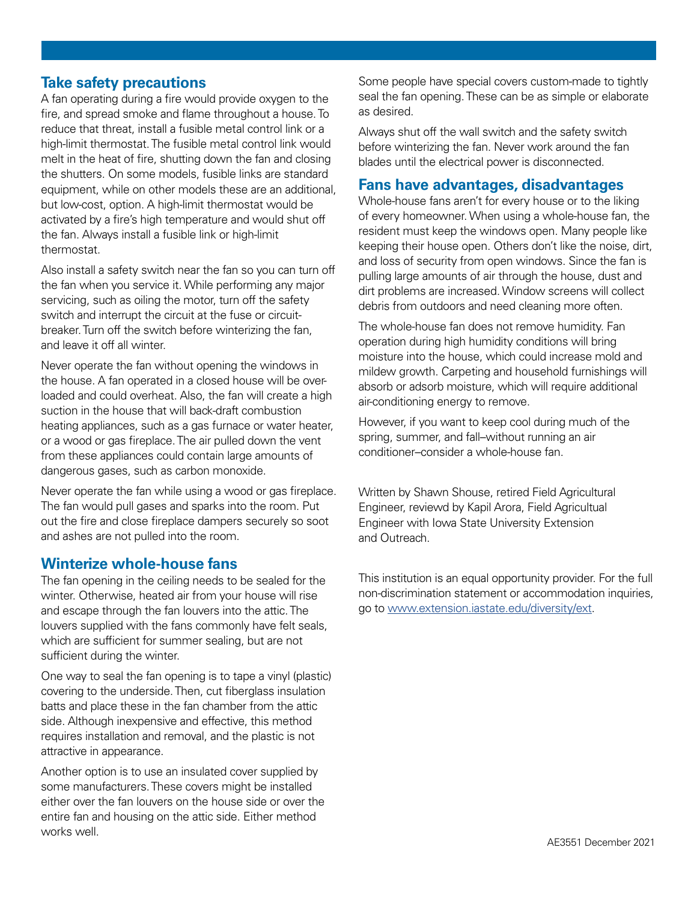## Take safety precautions

A fan operating during a fire would provide oxygen to the fire, and spread smoke and flame throughout a house. To reduce that threat, install a fusible metal control link or a high-limit thermostat. The fusible metal control link would melt in the heat of fire, shutting down the fan and closing the shutters. On some models, fusible links are standard equipment, while on other models these are an additional, but low-cost, option. A high-limit thermostat would be activated by a fire's high temperature and would shut off the fan. Always install a fusible link or high-limit thermostat.

Also install a safety switch near the fan so you can turn off the fan when you service it. While performing any major servicing, such as oiling the motor, turn off the safety switch and interrupt the circuit at the fuse or circuit-breaker. Turn off the switch before winterizing the fan, and leave it off all winter.

Never operate the fan without opening the windows in the house. A fan operated in a closed house will be overloaded and could overheat. Also, the fan will create a high suction in the house that will back-draft combustion heating appliances, such as a gas furnace or water heater, or a wood or gas fireplace. The air pulled down the vent from these appliances could contain large amounts of dangerous gases, such as carbon monoxide.

Never operate the fan while using a wood or gas fireplace. The fan would pull gases and sparks into the room. Put out the fire and close fireplace dampers securely so soot and ashes are not pulled into the room.

## Winterize whole-house fans

The fan opening in the ceiling needs to be sealed for the winter. Otherwise, heated air from your house will rise and escape through the fan louvers into the attic. The louvers supplied with the fans commonly have felt seals, which are sufficient for summer sealing, but are not sufficient during the winter.

One way to seal the fan opening is to tape a vinyl (plastic) covering to the underside. Then, cut fiberglass insulation batts and place these in the fan chamber from the attic side. Although inexpensive and effective, this method requires installation and removal, and the plastic is not attractive in appearance.

Another option is to use an insulated cover supplied by some manufacturers. These covers might be installed either over the fan louvers on the house side or over the entire fan and housing on the attic side. Either method works well.

Some people have special covers custom-made to tightly seal the fan opening. These can be as simple or elaborate as desired.

Always shut off the wall switch and the safety switch before winterizing the fan. Never work around the fan blades until the electrical power is disconnected.

## Fans have advantages, disadvantages

Whole-house fans aren't for every house or to the liking of every homeowner. When using a whole-house fan, the resident must keep the windows open. Many people like keeping their house open. Others don't like the noise, dirt, and loss of security from open windows. Since the fan is pulling large amounts of air through the house, dust and dirt problems are increased. Window screens will collect debris from outdoors and need cleaning more often.

The whole-house fan does not remove humidity. Fan operation during high humidity conditions will bring moisture into the house, which could increase mold and mildew growth. Carpeting and household furnishings will absorb or adsorb moisture, which will require additional air-conditioning energy to remove.

However, if you want to keep cool during much of the spring, summer, and fall–without running an air conditioner–consider a whole-house fan.

Written by Shawn Shouse, retired Field Agricultural Engineer, reviewd by Kapil Arora, Field Agricultual Engineer with Iowa State University Extension and Outreach.

This institution is an equal opportunity provider. For the full non-discrimination statement or accommodation inquiries, go to www.extension.iastate.edu/diversity/ext.

AE3551 December 2021